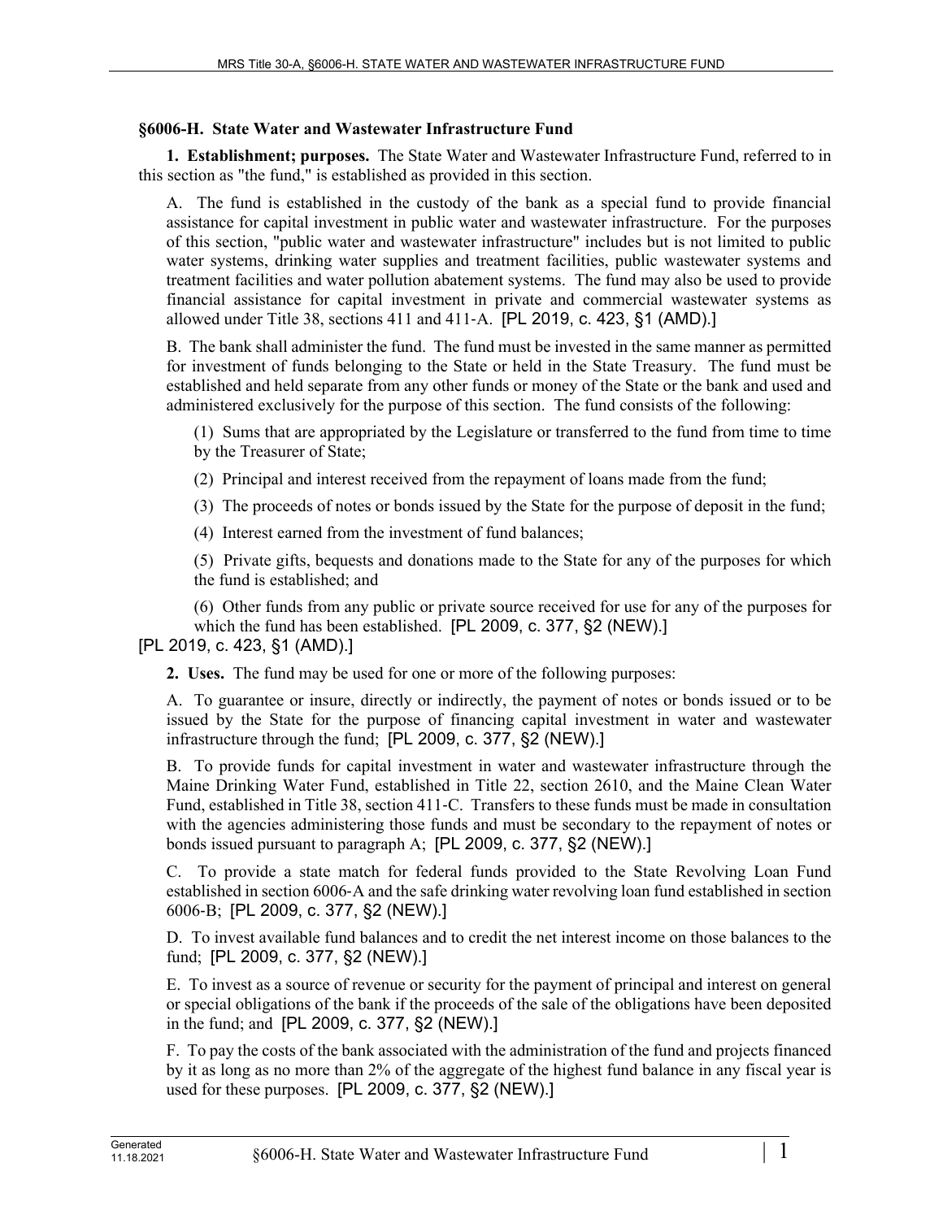## §6006-H. State Water and Wastewater Infrastructure Fund

**1. Establishment; purposes.** The State Water and Wastewater Infrastructure Fund, referred to in this section as "the fund," is established as provided in this section.

A. The fund is established in the custody of the bank as a special fund to provide financial assistance for capital investment in public water and wastewater infrastructure. For the purposes of this section, "public water and wastewater infrastructure" includes but is not limited to public water systems, drinking water supplies and treatment facilities, public wastewater systems and treatment facilities and water pollution abatement systems. The fund may also be used to provide financial assistance for capital investment in private and commercial wastewater systems as allowed under Title 38, sections 411 and 411-A. [PL 2019, c. 423, §1 (AMD).]

B. The bank shall administer the fund. The fund must be invested in the same manner as permitted for investment of funds belonging to the State or held in the State Treasury. The fund must be established and held separate from any other funds or money of the State or the bank and used and administered exclusively for the purpose of this section. The fund consists of the following:

(1) Sums that are appropriated by the Legislature or transferred to the fund from time to time by the Treasurer of State;

(2) Principal and interest received from the repayment of loans made from the fund;

(3) The proceeds of notes or bonds issued by the State for the purpose of deposit in the fund;

(4) Interest earned from the investment of fund balances;

(5) Private gifts, bequests and donations made to the State for any of the purposes for which the fund is established; and

(6) Other funds from any public or private source received for use for any of the purposes for which the fund has been established. [PL 2009, c. 377, §2 (NEW).]

[PL 2019, c. 423, §1 (AMD).]

**2. Uses.** The fund may be used for one or more of the following purposes:

A. To guarantee or insure, directly or indirectly, the payment of notes or bonds issued or to be issued by the State for the purpose of financing capital investment in water and wastewater infrastructure through the fund; [PL 2009, c. 377, §2 (NEW).]

B. To provide funds for capital investment in water and wastewater infrastructure through the Maine Drinking Water Fund, established in Title 22, section 2610, and the Maine Clean Water Fund, established in Title 38, section 411-C. Transfers to these funds must be made in consultation with the agencies administering those funds and must be secondary to the repayment of notes or bonds issued pursuant to paragraph A; [PL 2009, c. 377, §2 (NEW).]

C. To provide a state match for federal funds provided to the State Revolving Loan Fund established in section 6006-A and the safe drinking water revolving loan fund established in section 6006-B; [PL 2009, c. 377, §2 (NEW).]

D. To invest available fund balances and to credit the net interest income on those balances to the fund; [PL 2009, c. 377, §2 (NEW).]

E. To invest as a source of revenue or security for the payment of principal and interest on general or special obligations of the bank if the proceeds of the sale of the obligations have been deposited in the fund; and [PL 2009, c. 377, §2 (NEW).]

F. To pay the costs of the bank associated with the administration of the fund and projects financed by it as long as no more than 2% of the aggregate of the highest fund balance in any fiscal year is used for these purposes. [PL 2009, c. 377, §2 (NEW).]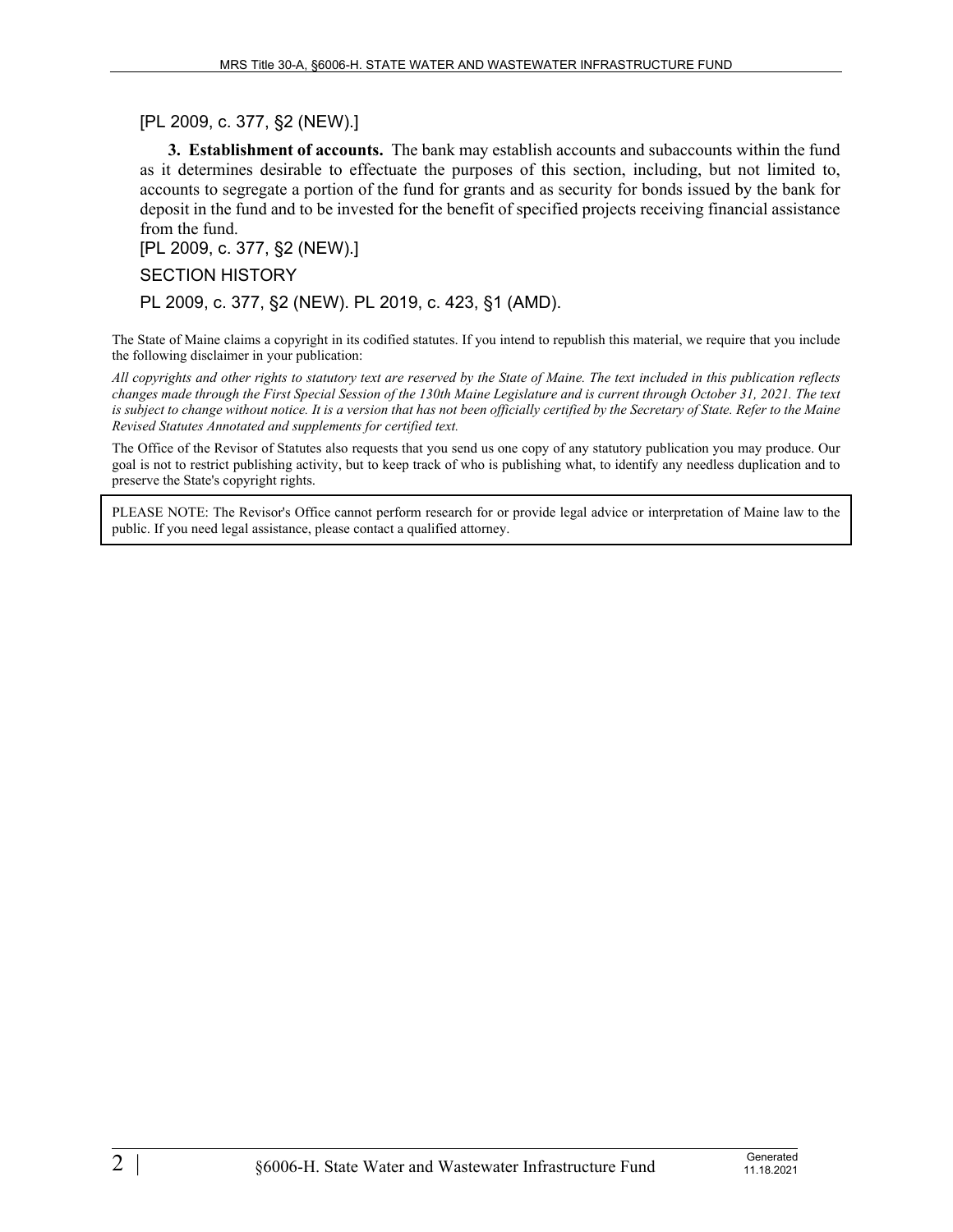[PL 2009, c. 377, §2 (NEW).]

**3. Establishment of accounts.** The bank may establish accounts and subaccounts within the fund as it determines desirable to effectuate the purposes of this section, including, but not limited to, accounts to segregate a portion of the fund for grants and as security for bonds issued by the bank for deposit in the fund and to be invested for the benefit of specified projects receiving financial assistance from the fund.

[PL 2009, c. 377, §2 (NEW).]

SECTION HISTORY

PL 2009, c. 377, §2 (NEW). PL 2019, c. 423, §1 (AMD).

The State of Maine claims a copyright in its codified statutes. If you intend to republish this material, we require that you include the following disclaimer in your publication:

*All copyrights and other rights to statutory text are reserved by the State of Maine. The text included in this publication reflects changes made through the First Special Session of the 130th Maine Legislature and is current through October 31, 2021. The text is subject to change without notice. It is a version that has not been officially certified by the Secretary of State. Refer to the Maine Revised Statutes Annotated and supplements for certified text.*

The Office of the Revisor of Statutes also requests that you send us one copy of any statutory publication you may produce. Our goal is not to restrict publishing activity, but to keep track of who is publishing what, to identify any needless duplication and to preserve the State's copyright rights.

PLEASE NOTE: The Revisor's Office cannot perform research for or provide legal advice or interpretation of Maine law to the public. If you need legal assistance, please contact a qualified attorney.